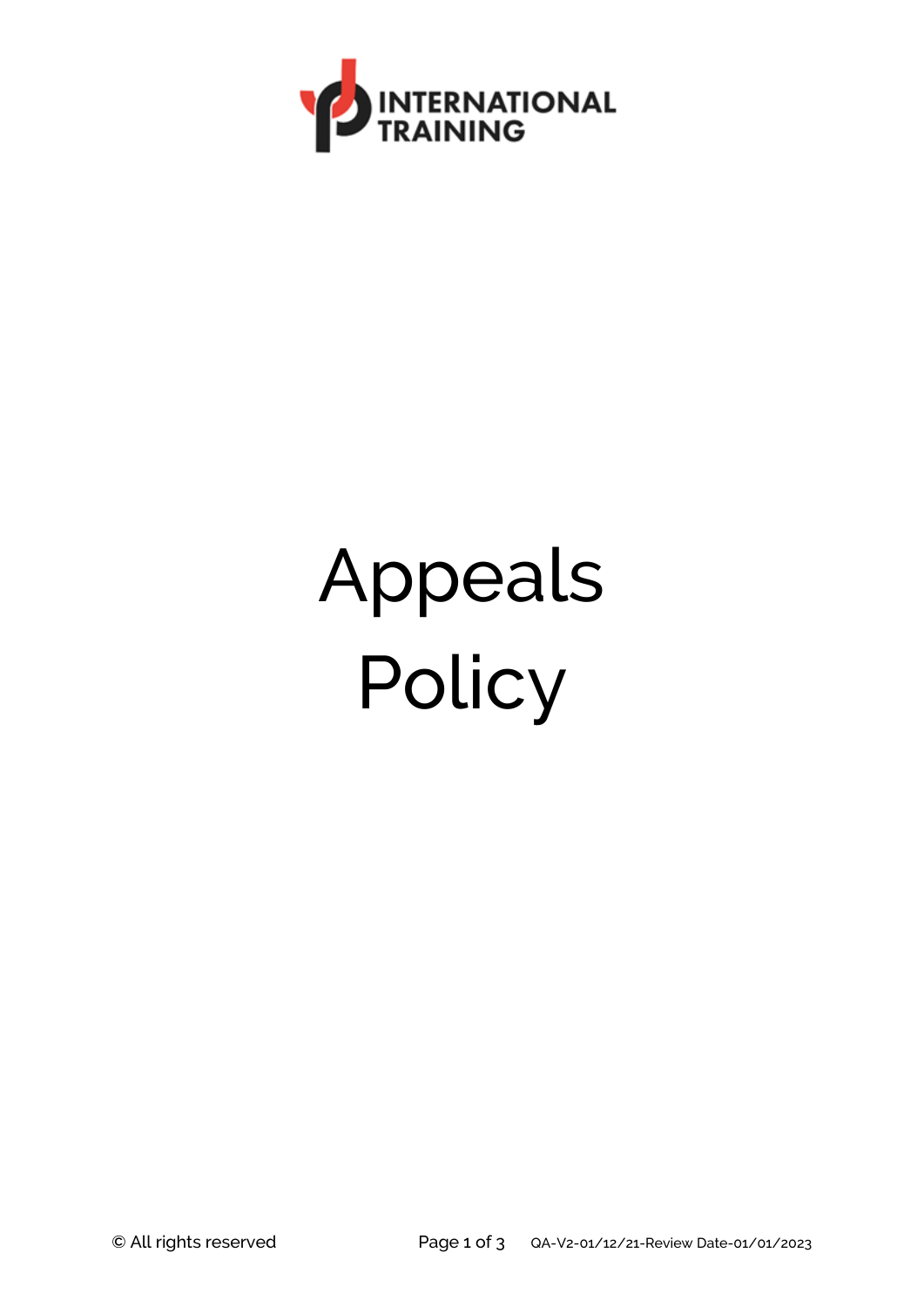INTERNATIONAL TRAINING

# Appeals Policy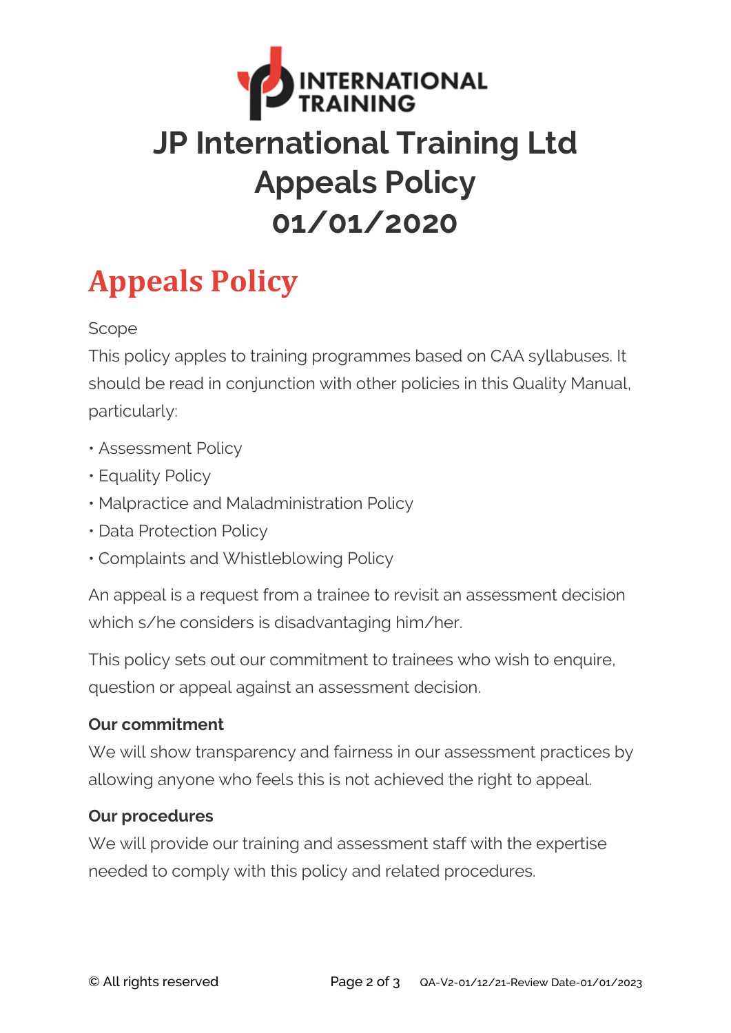# JP International Training Ltd
# Appeals Policy
# 01/01/2020

## Appeals Policy

Scope

This policy apples to training programmes based on CAA syllabuses. It should be read in conjunction with other policies in this Quality Manual, particularly:

- Assessment Policy
- Equality Policy
- Malpractice and Maladministration Policy
- Data Protection Policy
- Complaints and Whistleblowing Policy

An appeal is a request from a trainee to revisit an assessment decision which s/he considers is disadvantaging him/her.

This policy sets out our commitment to trainees who wish to enquire, question or appeal against an assessment decision.

**Our commitment**

We will show transparency and fairness in our assessment practices by allowing anyone who feels this is not achieved the right to appeal.

**Our procedures**

We will provide our training and assessment staff with the expertise needed to comply with this policy and related procedures.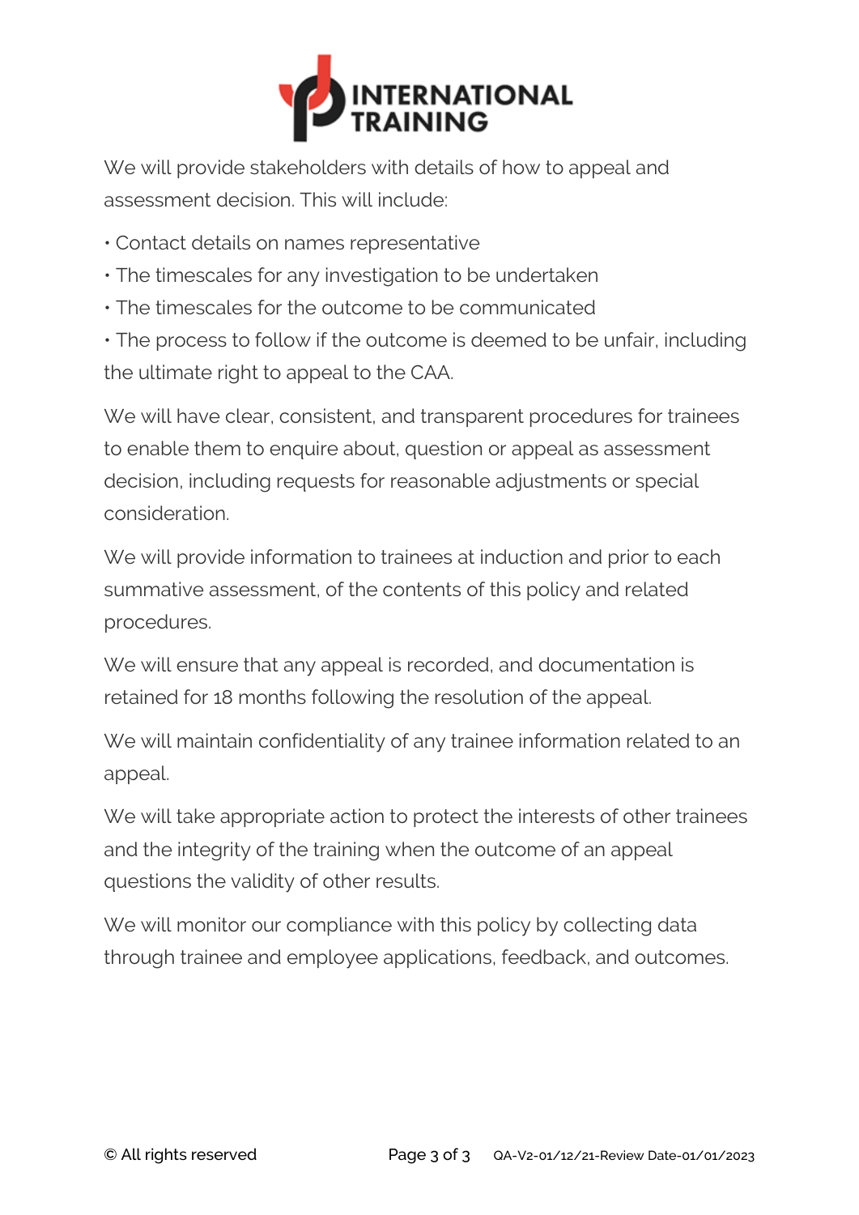We will provide stakeholders with details of how to appeal and assessment decision. This will include:

- Contact details on names representative
- The timescales for any investigation to be undertaken
- The timescales for the outcome to be communicated
- The process to follow if the outcome is deemed to be unfair, including the ultimate right to appeal to the CAA.

We will have clear, consistent, and transparent procedures for trainees to enable them to enquire about, question or appeal as assessment decision, including requests for reasonable adjustments or special consideration.

We will provide information to trainees at induction and prior to each summative assessment, of the contents of this policy and related procedures.

We will ensure that any appeal is recorded, and documentation is retained for 18 months following the resolution of the appeal.

We will maintain confidentiality of any trainee information related to an appeal.

We will take appropriate action to protect the interests of other trainees and the integrity of the training when the outcome of an appeal questions the validity of other results.

We will monitor our compliance with this policy by collecting data through trainee and employee applications, feedback, and outcomes.